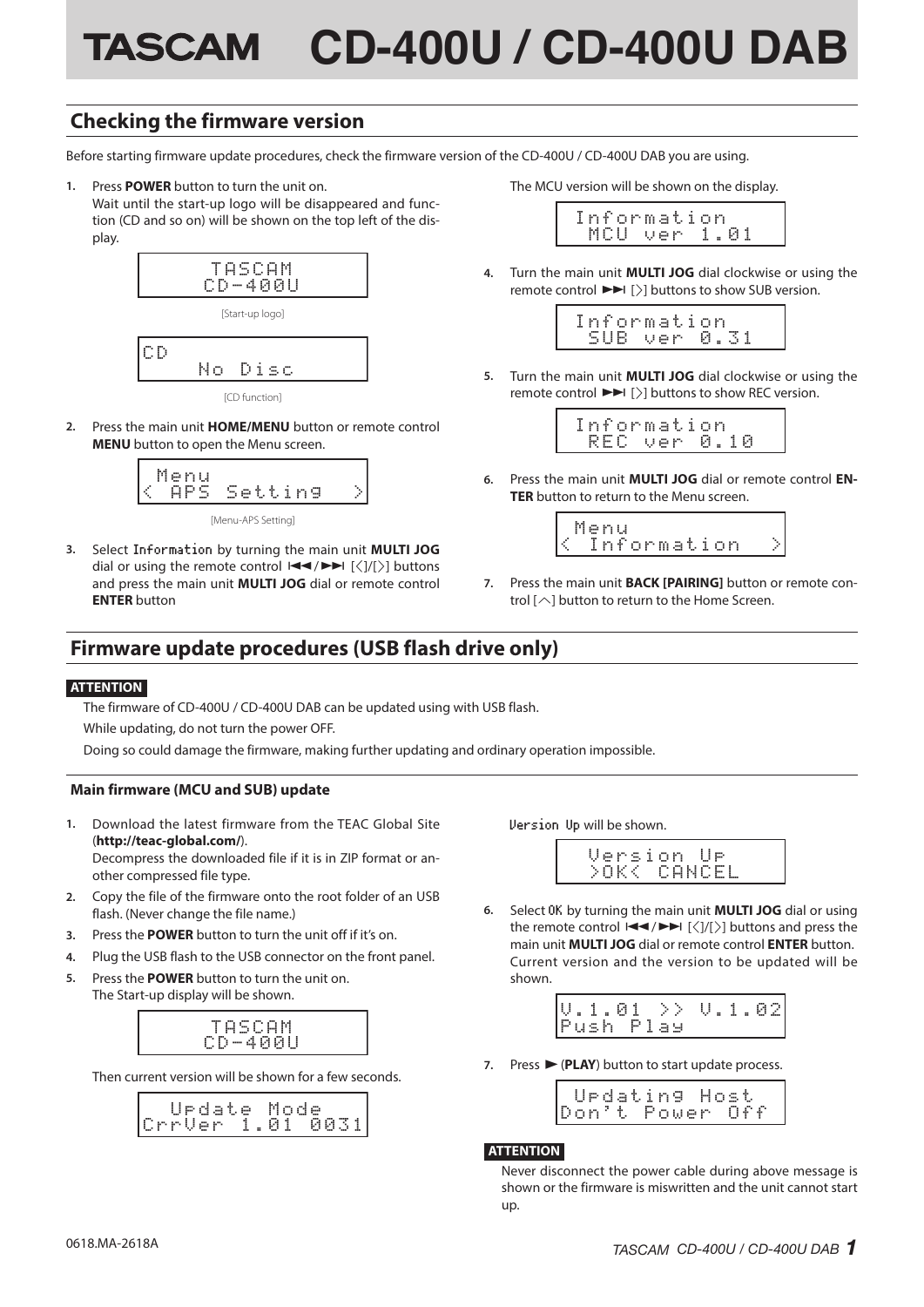# TASCAM CD-400U / CD-400U DAB

## Checking the firmware version

Before starting firmware update procedures, check the firmware version of the CD-400U / CD-400U DAB you are using.

1. Press **POWER** button to turn the unit on.
   Wait until the start-up logo will be disappeared and function (CD and so on) will be shown on the top left of the display.

```
   TASCAM
  CD-400U
```

[Start-up logo]

```
CD
     No Disc
```

[CD function]

2. Press the main unit **HOME/MENU** button or remote control **MENU** button to open the Menu screen.

```
  Menu
< APS Setting    >
```

[Menu-APS Setting]

3. Select Information by turning the main unit **MULTI JOG** dial or using the remote control ⏮/⏭ [<]/[>] buttons and press the main unit **MULTI JOG** dial or remote control **ENTER** button

   The MCU version will be shown on the display.

```
 Information
  MCU ver 1.01
```

4. Turn the main unit **MULTI JOG** dial clockwise or using the remote control ⏭ [>] buttons to show SUB version.

```
 Information
  SUB ver 0.31
```

5. Turn the main unit **MULTI JOG** dial clockwise or using the remote control ⏭ [>] buttons to show REC version.

```
 Information
  REC ver 0.10
```

6. Press the main unit **MULTI JOG** dial or remote control **ENTER** button to return to the Menu screen.

```
 Menu
< Information    >
```

7. Press the main unit **BACK [PAIRING]** button or remote control [∧] button to return to the Home Screen.

## Firmware update procedures (USB flash drive only)

**ATTENTION**

The firmware of CD-400U / CD-400U DAB can be updated using with USB flash.

While updating, do not turn the power OFF.

Doing so could damage the firmware, making further updating and ordinary operation impossible.

### Main firmware (MCU and SUB) update

1. Download the latest firmware from the TEAC Global Site (**http://teac-global.com/**).
   Decompress the downloaded file if it is in ZIP format or another compressed file type.
2. Copy the file of the firmware onto the root folder of an USB flash. (Never change the file name.)
3. Press the **POWER** button to turn the unit off if it's on.
4. Plug the USB flash to the USB connector on the front panel.
5. Press the **POWER** button to turn the unit on.
   The Start-up display will be shown.

```
   TASCAM
  CD-400U
```

   Then current version will be shown for a few seconds.

```
  Update Mode
CrrVer 1.01 0031
```

   Version Up will be shown.

```
  Version Up
  >OK< CANCEL
```

6. Select OK by turning the main unit **MULTI JOG** dial or using the remote control ⏮/⏭ [<]/[>] buttons and press the main unit **MULTI JOG** dial or remote control **ENTER** button.
   Current version and the version to be updated will be shown.

```
V.1.01 >> V.1.02
Push Play
```

7. Press ► (**PLAY**) button to start update process.

```
 Updating Host
Don't Power Off
```

**ATTENTION**

Never disconnect the power cable during above message is shown or the firmware is miswritten and the unit cannot start up.

0618.MA-2618A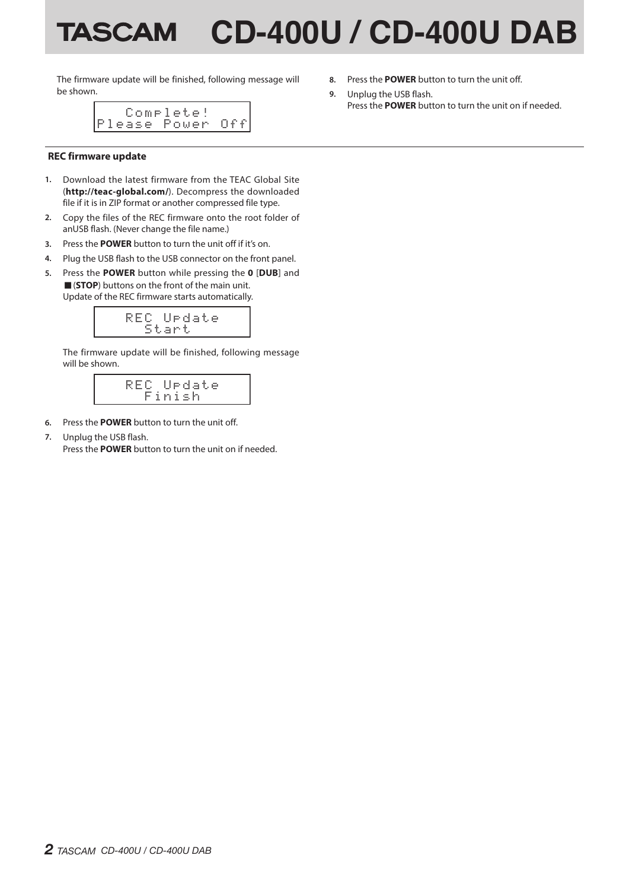The firmware update will be finished, following message will be shown.

```
   Complete!
Please Power Off
```

8. Press the **POWER** button to turn the unit off.
9. Unplug the USB flash.
   Press the **POWER** button to turn the unit on if needed.

### REC firmware update

1. Download the latest firmware from the TEAC Global Site (**http://teac-global.com/**). Decompress the downloaded file if it is in ZIP format or another compressed file type.
2. Copy the files of the REC firmware onto the root folder of anUSB flash. (Never change the file name.)
3. Press the **POWER** button to turn the unit off if it's on.
4. Plug the USB flash to the USB connector on the front panel.
5. Press the **POWER** button while pressing the **0** [**DUB**] and ■ (**STOP**) buttons on the front of the main unit.
   Update of the REC firmware starts automatically.

```
   REC Update
     Start
```

   The firmware update will be finished, following message will be shown.

```
   REC Update
     Finish
```

6. Press the **POWER** button to turn the unit off.
7. Unplug the USB flash.
   Press the **POWER** button to turn the unit on if needed.